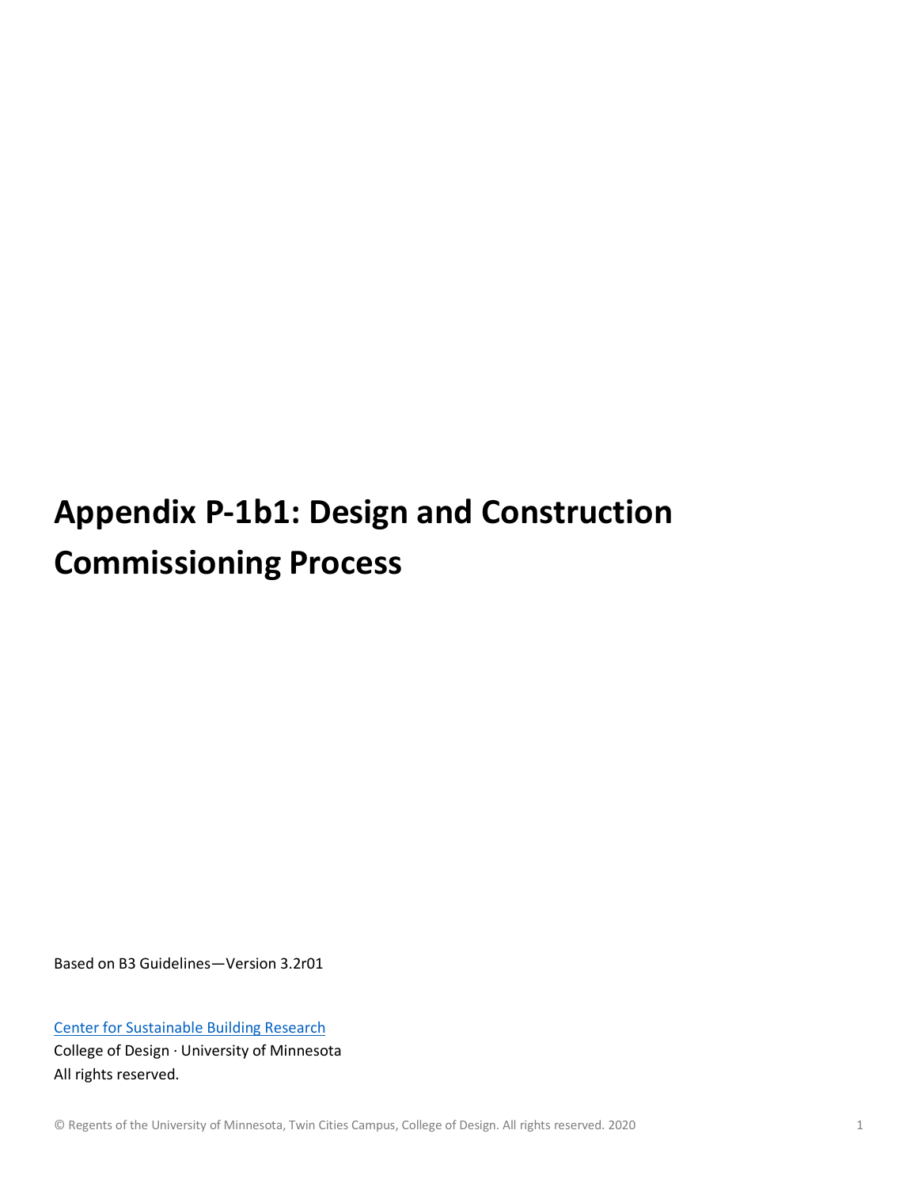# Appendix P-1b1: Design and Construction Commissioning Process

Based on B3 Guidelines—Version 3.2r01

Center for Sustainable Building Research
College of Design · University of Minnesota
All rights reserved.

© Regents of the University of Minnesota, Twin Cities Campus, College of Design. All rights reserved. 2020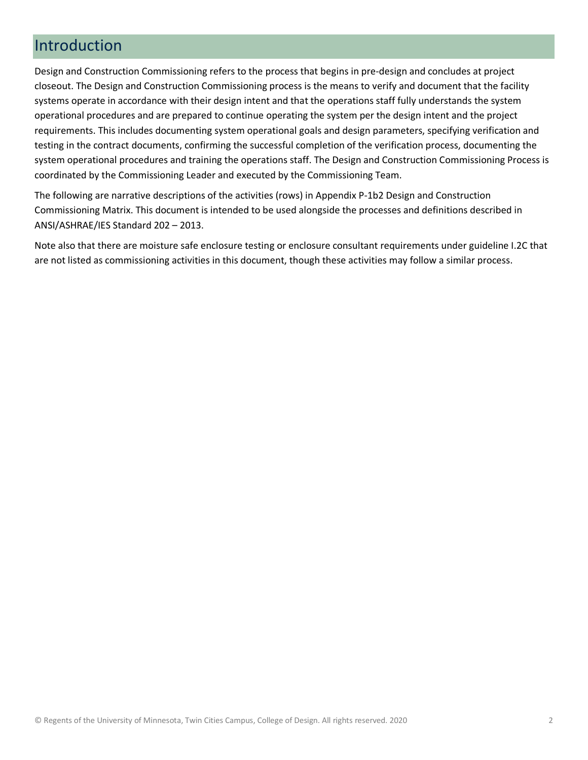# Introduction

Design and Construction Commissioning refers to the process that begins in pre-design and concludes at project closeout. The Design and Construction Commissioning process is the means to verify and document that the facility systems operate in accordance with their design intent and that the operations staff fully understands the system operational procedures and are prepared to continue operating the system per the design intent and the project requirements. This includes documenting system operational goals and design parameters, specifying verification and testing in the contract documents, confirming the successful completion of the verification process, documenting the system operational procedures and training the operations staff. The Design and Construction Commissioning Process is coordinated by the Commissioning Leader and executed by the Commissioning Team.

The following are narrative descriptions of the activities (rows) in Appendix P-1b2 Design and Construction Commissioning Matrix. This document is intended to be used alongside the processes and definitions described in ANSI/ASHRAE/IES Standard 202 – 2013.

Note also that there are moisture safe enclosure testing or enclosure consultant requirements under guideline I.2C that are not listed as commissioning activities in this document, though these activities may follow a similar process.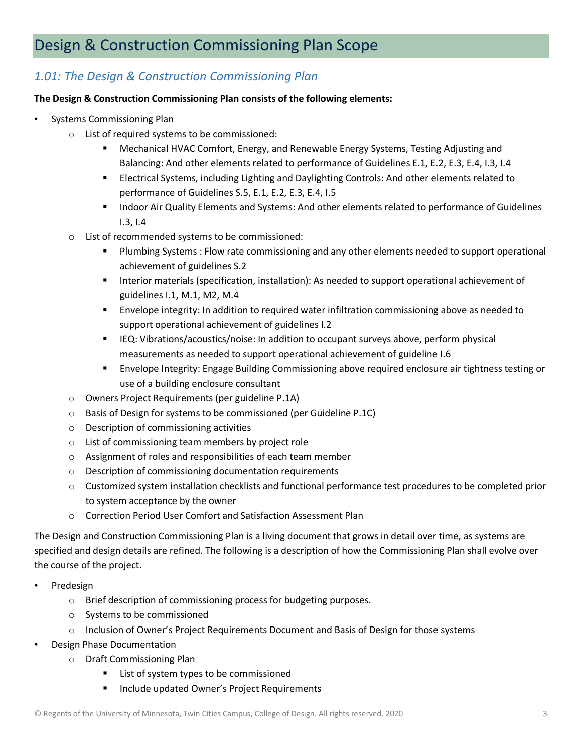# Design & Construction Commissioning Plan Scope

## *1.01: The Design & Construction Commissioning Plan*

**The Design & Construction Commissioning Plan consists of the following elements:**

- Systems Commissioning Plan
  - List of required systems to be commissioned:
    - Mechanical HVAC Comfort, Energy, and Renewable Energy Systems, Testing Adjusting and Balancing: And other elements related to performance of Guidelines E.1, E.2, E.3, E.4, I.3, I.4
    - Electrical Systems, including Lighting and Daylighting Controls: And other elements related to performance of Guidelines S.5, E.1, E.2, E.3, E.4, I.5
    - Indoor Air Quality Elements and Systems: And other elements related to performance of Guidelines I.3, I.4
  - List of recommended systems to be commissioned:
    - Plumbing Systems : Flow rate commissioning and any other elements needed to support operational achievement of guidelines S.2
    - Interior materials (specification, installation): As needed to support operational achievement of guidelines I.1, M.1, M2, M.4
    - Envelope integrity: In addition to required water infiltration commissioning above as needed to support operational achievement of guidelines I.2
    - IEQ: Vibrations/acoustics/noise: In addition to occupant surveys above, perform physical measurements as needed to support operational achievement of guideline I.6
    - Envelope Integrity: Engage Building Commissioning above required enclosure air tightness testing or use of a building enclosure consultant
  - Owners Project Requirements (per guideline P.1A)
  - Basis of Design for systems to be commissioned (per Guideline P.1C)
  - Description of commissioning activities
  - List of commissioning team members by project role
  - Assignment of roles and responsibilities of each team member
  - Description of commissioning documentation requirements
  - Customized system installation checklists and functional performance test procedures to be completed prior to system acceptance by the owner
  - Correction Period User Comfort and Satisfaction Assessment Plan

The Design and Construction Commissioning Plan is a living document that grows in detail over time, as systems are specified and design details are refined. The following is a description of how the Commissioning Plan shall evolve over the course of the project.

- Predesign
  - Brief description of commissioning process for budgeting purposes.
  - Systems to be commissioned
  - Inclusion of Owner's Project Requirements Document and Basis of Design for those systems
- Design Phase Documentation
  - Draft Commissioning Plan
    - List of system types to be commissioned
    - Include updated Owner's Project Requirements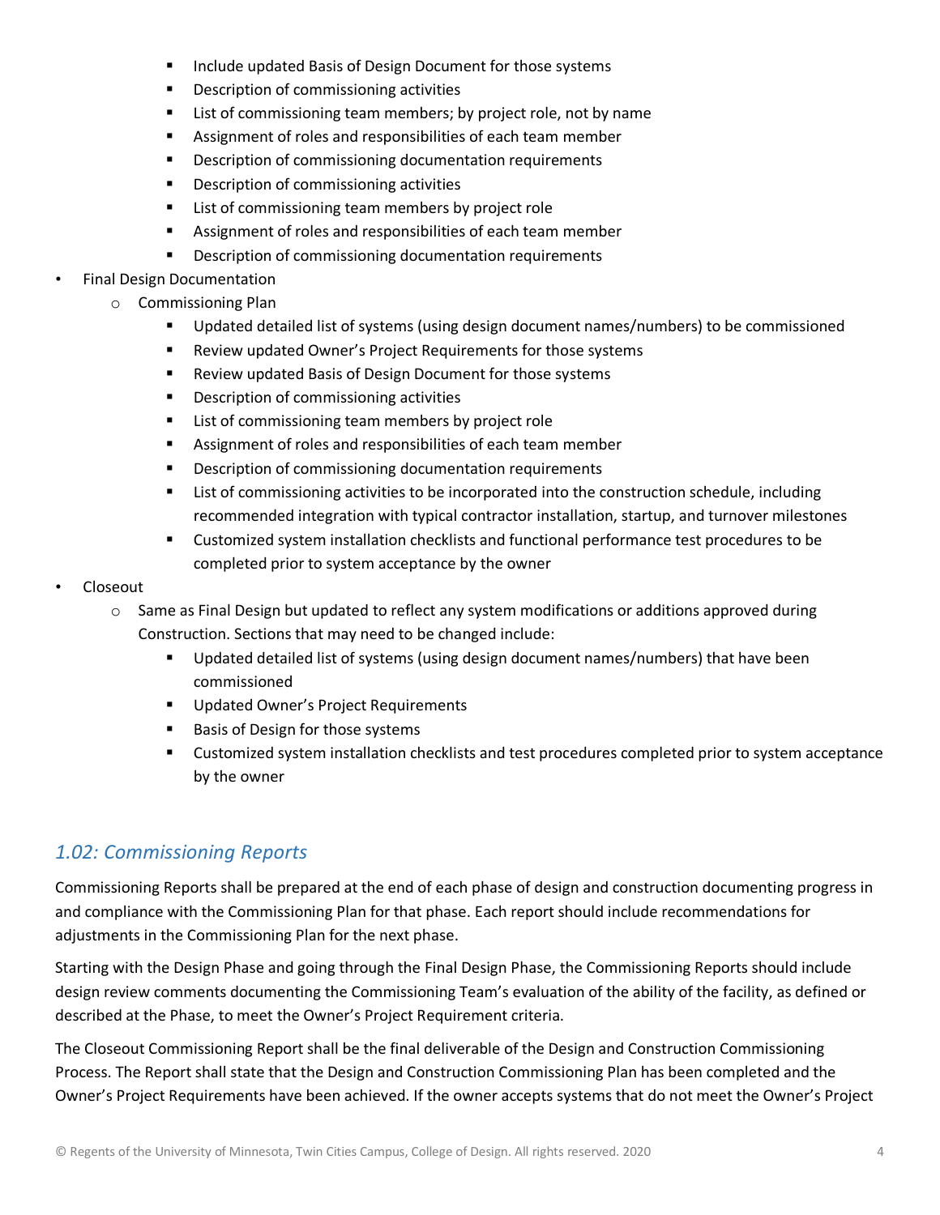- Include updated Basis of Design Document for those systems
        - Description of commissioning activities
        - List of commissioning team members; by project role, not by name
        - Assignment of roles and responsibilities of each team member
        - Description of commissioning documentation requirements
        - Description of commissioning activities
        - List of commissioning team members by project role
        - Assignment of roles and responsibilities of each team member
        - Description of commissioning documentation requirements
- Final Design Documentation
    - Commissioning Plan
        - Updated detailed list of systems (using design document names/numbers) to be commissioned
        - Review updated Owner's Project Requirements for those systems
        - Review updated Basis of Design Document for those systems
        - Description of commissioning activities
        - List of commissioning team members by project role
        - Assignment of roles and responsibilities of each team member
        - Description of commissioning documentation requirements
        - List of commissioning activities to be incorporated into the construction schedule, including recommended integration with typical contractor installation, startup, and turnover milestones
        - Customized system installation checklists and functional performance test procedures to be completed prior to system acceptance by the owner
- Closeout
    - Same as Final Design but updated to reflect any system modifications or additions approved during Construction. Sections that may need to be changed include:
        - Updated detailed list of systems (using design document names/numbers) that have been commissioned
        - Updated Owner's Project Requirements
        - Basis of Design for those systems
        - Customized system installation checklists and test procedures completed prior to system acceptance by the owner

## *1.02: Commissioning Reports*

Commissioning Reports shall be prepared at the end of each phase of design and construction documenting progress in and compliance with the Commissioning Plan for that phase. Each report should include recommendations for adjustments in the Commissioning Plan for the next phase.

Starting with the Design Phase and going through the Final Design Phase, the Commissioning Reports should include design review comments documenting the Commissioning Team's evaluation of the ability of the facility, as defined or described at the Phase, to meet the Owner's Project Requirement criteria.

The Closeout Commissioning Report shall be the final deliverable of the Design and Construction Commissioning Process. The Report shall state that the Design and Construction Commissioning Plan has been completed and the Owner's Project Requirements have been achieved. If the owner accepts systems that do not meet the Owner's Project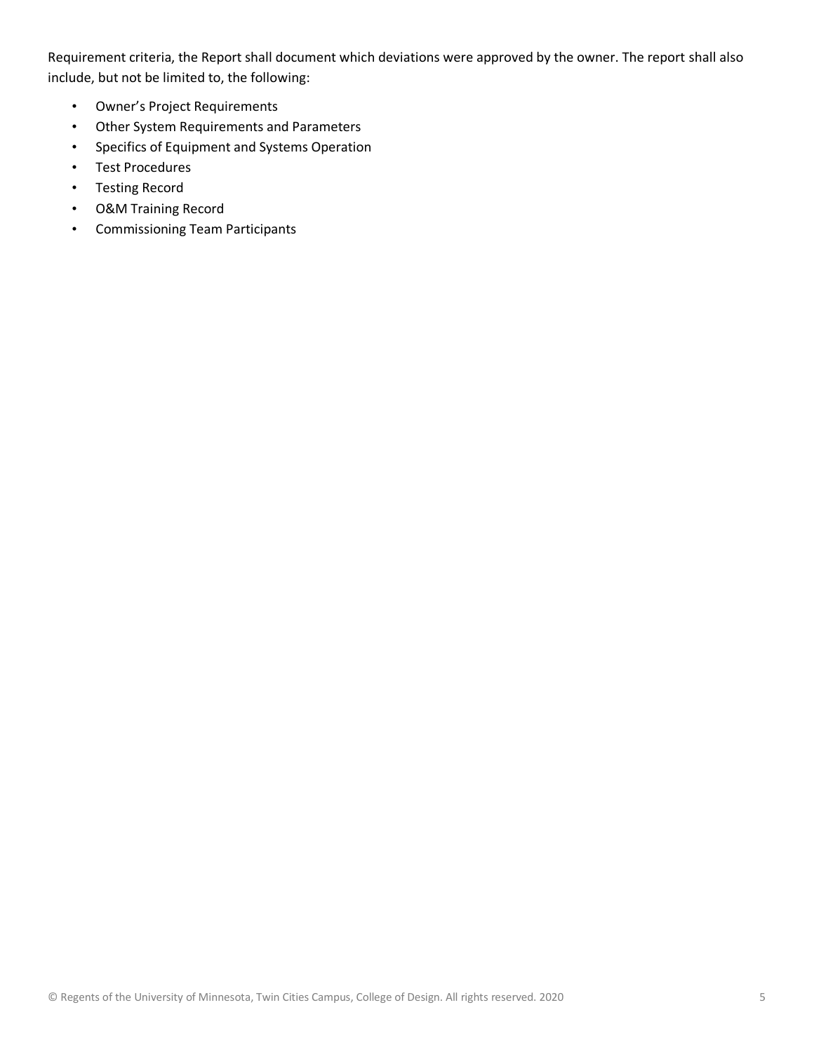Requirement criteria, the Report shall document which deviations were approved by the owner. The report shall also include, but not be limited to, the following:

- Owner's Project Requirements
- Other System Requirements and Parameters
- Specifics of Equipment and Systems Operation
- Test Procedures
- Testing Record
- O&M Training Record
- Commissioning Team Participants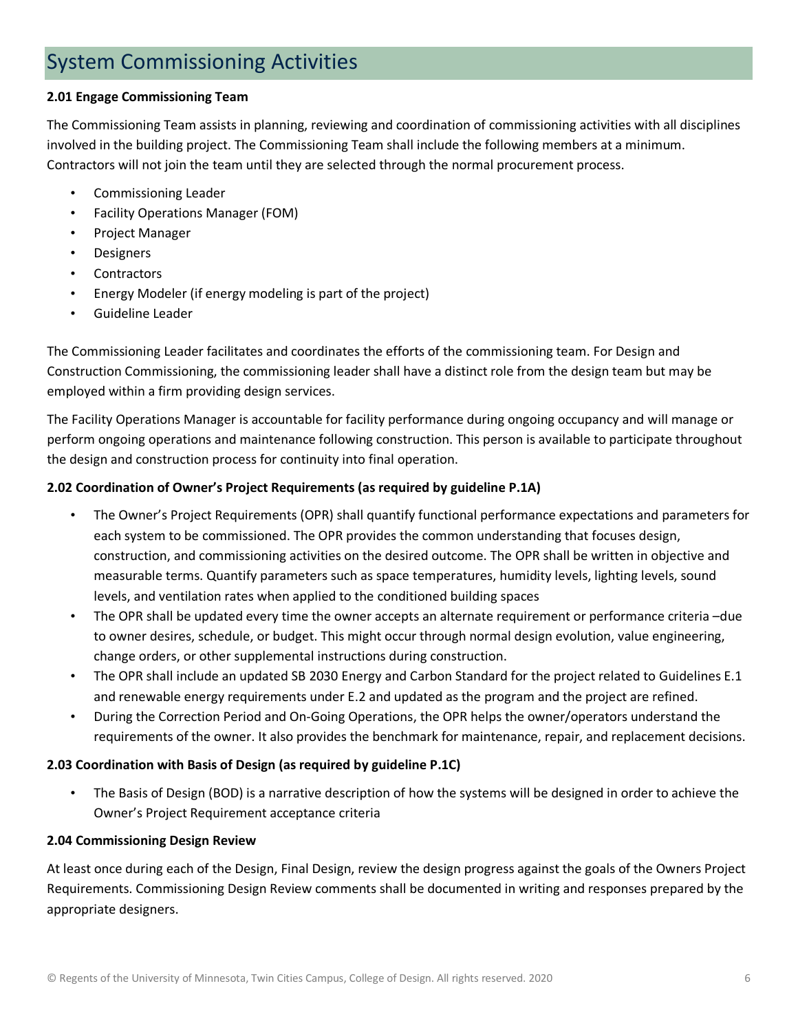# System Commissioning Activities

**2.01 Engage Commissioning Team**

The Commissioning Team assists in planning, reviewing and coordination of commissioning activities with all disciplines involved in the building project. The Commissioning Team shall include the following members at a minimum. Contractors will not join the team until they are selected through the normal procurement process.

- Commissioning Leader
- Facility Operations Manager (FOM)
- Project Manager
- Designers
- Contractors
- Energy Modeler (if energy modeling is part of the project)
- Guideline Leader

The Commissioning Leader facilitates and coordinates the efforts of the commissioning team. For Design and Construction Commissioning, the commissioning leader shall have a distinct role from the design team but may be employed within a firm providing design services.

The Facility Operations Manager is accountable for facility performance during ongoing occupancy and will manage or perform ongoing operations and maintenance following construction. This person is available to participate throughout the design and construction process for continuity into final operation.

**2.02 Coordination of Owner's Project Requirements (as required by guideline P.1A)**

- The Owner's Project Requirements (OPR) shall quantify functional performance expectations and parameters for each system to be commissioned. The OPR provides the common understanding that focuses design, construction, and commissioning activities on the desired outcome. The OPR shall be written in objective and measurable terms. Quantify parameters such as space temperatures, humidity levels, lighting levels, sound levels, and ventilation rates when applied to the conditioned building spaces
- The OPR shall be updated every time the owner accepts an alternate requirement or performance criteria –due to owner desires, schedule, or budget. This might occur through normal design evolution, value engineering, change orders, or other supplemental instructions during construction.
- The OPR shall include an updated SB 2030 Energy and Carbon Standard for the project related to Guidelines E.1 and renewable energy requirements under E.2 and updated as the program and the project are refined.
- During the Correction Period and On-Going Operations, the OPR helps the owner/operators understand the requirements of the owner. It also provides the benchmark for maintenance, repair, and replacement decisions.

**2.03 Coordination with Basis of Design (as required by guideline P.1C)**

- The Basis of Design (BOD) is a narrative description of how the systems will be designed in order to achieve the Owner's Project Requirement acceptance criteria

**2.04 Commissioning Design Review**

At least once during each of the Design, Final Design, review the design progress against the goals of the Owners Project Requirements. Commissioning Design Review comments shall be documented in writing and responses prepared by the appropriate designers.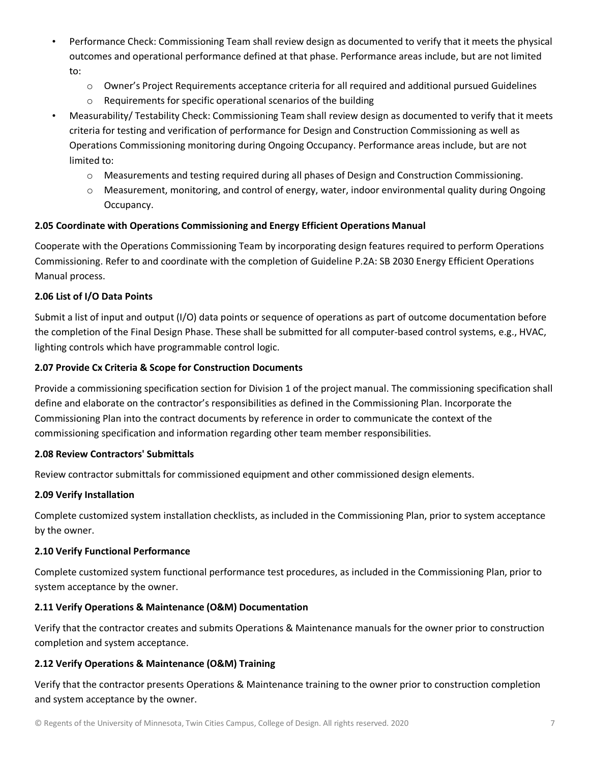- Performance Check: Commissioning Team shall review design as documented to verify that it meets the physical outcomes and operational performance defined at that phase. Performance areas include, but are not limited to:
  - Owner's Project Requirements acceptance criteria for all required and additional pursued Guidelines
  - Requirements for specific operational scenarios of the building
- Measurability/ Testability Check: Commissioning Team shall review design as documented to verify that it meets criteria for testing and verification of performance for Design and Construction Commissioning as well as Operations Commissioning monitoring during Ongoing Occupancy. Performance areas include, but are not limited to:
  - Measurements and testing required during all phases of Design and Construction Commissioning.
  - Measurement, monitoring, and control of energy, water, indoor environmental quality during Ongoing Occupancy.

**2.05 Coordinate with Operations Commissioning and Energy Efficient Operations Manual**

Cooperate with the Operations Commissioning Team by incorporating design features required to perform Operations Commissioning. Refer to and coordinate with the completion of Guideline P.2A: SB 2030 Energy Efficient Operations Manual process.

**2.06 List of I/O Data Points**

Submit a list of input and output (I/O) data points or sequence of operations as part of outcome documentation before the completion of the Final Design Phase. These shall be submitted for all computer-based control systems, e.g., HVAC, lighting controls which have programmable control logic.

**2.07 Provide Cx Criteria & Scope for Construction Documents**

Provide a commissioning specification section for Division 1 of the project manual. The commissioning specification shall define and elaborate on the contractor's responsibilities as defined in the Commissioning Plan. Incorporate the Commissioning Plan into the contract documents by reference in order to communicate the context of the commissioning specification and information regarding other team member responsibilities.

**2.08 Review Contractors' Submittals**

Review contractor submittals for commissioned equipment and other commissioned design elements.

**2.09 Verify Installation**

Complete customized system installation checklists, as included in the Commissioning Plan, prior to system acceptance by the owner.

**2.10 Verify Functional Performance**

Complete customized system functional performance test procedures, as included in the Commissioning Plan, prior to system acceptance by the owner.

**2.11 Verify Operations & Maintenance (O&M) Documentation**

Verify that the contractor creates and submits Operations & Maintenance manuals for the owner prior to construction completion and system acceptance.

**2.12 Verify Operations & Maintenance (O&M) Training**

Verify that the contractor presents Operations & Maintenance training to the owner prior to construction completion and system acceptance by the owner.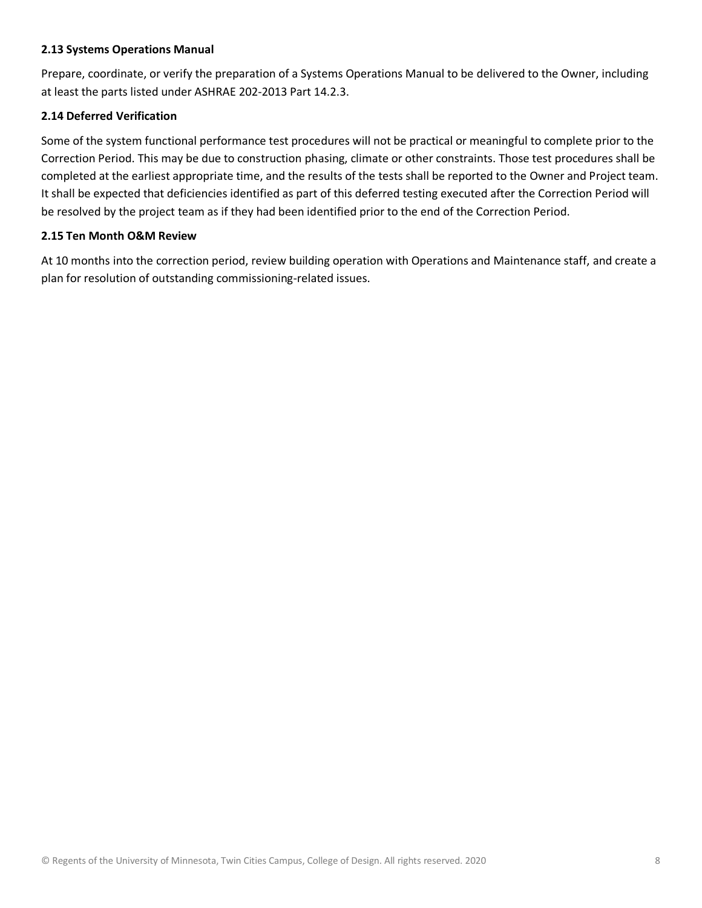### 2.13 Systems Operations Manual

Prepare, coordinate, or verify the preparation of a Systems Operations Manual to be delivered to the Owner, including at least the parts listed under ASHRAE 202-2013 Part 14.2.3.

### 2.14 Deferred Verification

Some of the system functional performance test procedures will not be practical or meaningful to complete prior to the Correction Period. This may be due to construction phasing, climate or other constraints. Those test procedures shall be completed at the earliest appropriate time, and the results of the tests shall be reported to the Owner and Project team. It shall be expected that deficiencies identified as part of this deferred testing executed after the Correction Period will be resolved by the project team as if they had been identified prior to the end of the Correction Period.

### 2.15 Ten Month O&M Review

At 10 months into the correction period, review building operation with Operations and Maintenance staff, and create a plan for resolution of outstanding commissioning-related issues.

© Regents of the University of Minnesota, Twin Cities Campus, College of Design. All rights reserved. 2020